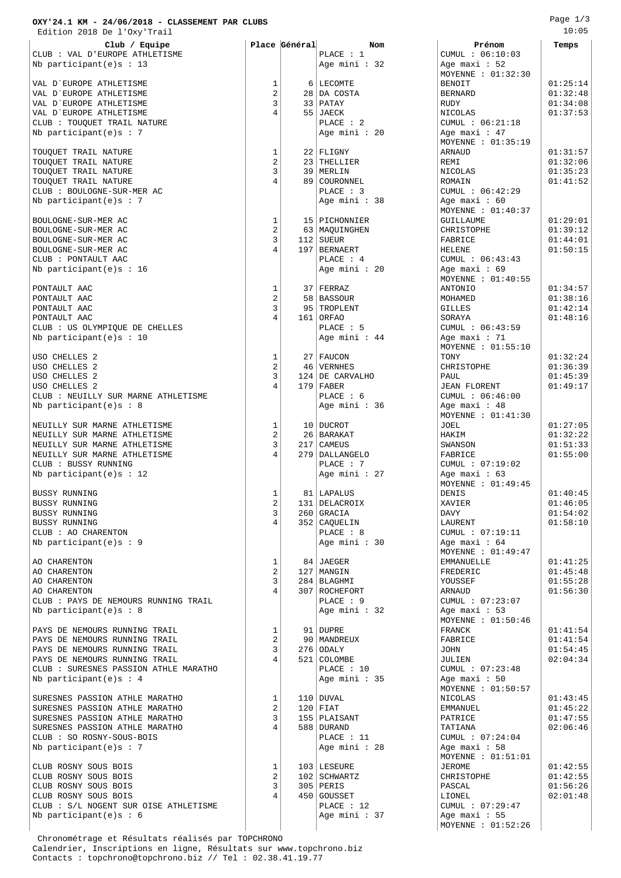**OXY'24.1 KM - 24/06/2018 - CLASSEMENT PAR CLUBS**

Edition 2018 De l'Oxy'Trail

10:05

| Club / Equipe | Place | Général | Nom | Prénom | Temps |
|---|---|---|---|---|---|
| CLUB : VAL D'EUROPE ATHLETISME | | | PLACE : 1 | CUMUL : 06:10:03 | |
| Nb participant(e)s : 13 | | | Age mini : 32 | Age maxi : 52 | |
| | | | | MOYENNE : 01:32:30 | |
| VAL D`EUROPE ATHLETISME | 1 | 6 | LECOMTE | BENOIT | 01:25:14 |
| VAL D`EUROPE ATHLETISME | 2 | 28 | DA COSTA | BERNARD | 01:32:48 |
| VAL D`EUROPE ATHLETISME | 3 | 33 | PATAY | RUDY | 01:34:08 |
| VAL D`EUROPE ATHLETISME | 4 | 55 | JAECK | NICOLAS | 01:37:53 |
| CLUB : TOUQUET TRAIL NATURE | | | PLACE : 2 | CUMUL : 06:21:18 | |
| Nb participant(e)s : 7 | | | Age mini : 20 | Age maxi : 47 | |
| | | | | MOYENNE : 01:35:19 | |
| TOUQUET TRAIL NATURE | 1 | 22 | FLIGNY | ARNAUD | 01:31:57 |
| TOUQUET TRAIL NATURE | 2 | 23 | THELLIER | REMI | 01:32:06 |
| TOUQUET TRAIL NATURE | 3 | 39 | MERLIN | NICOLAS | 01:35:23 |
| TOUQUET TRAIL NATURE | 4 | 89 | COURONNEL | ROMAIN | 01:41:52 |
| CLUB : BOULOGNE-SUR-MER AC | | | PLACE : 3 | CUMUL : 06:42:29 | |
| Nb participant(e)s : 7 | | | Age mini : 38 | Age maxi : 60 | |
| | | | | MOYENNE : 01:40:37 | |
| BOULOGNE-SUR-MER AC | 1 | 15 | PICHONNIER | GUILLAUME | 01:29:01 |
| BOULOGNE-SUR-MER AC | 2 | 63 | MAQUINGHEN | CHRISTOPHE | 01:39:12 |
| BOULOGNE-SUR-MER AC | 3 | 112 | SUEUR | FABRICE | 01:44:01 |
| BOULOGNE-SUR-MER AC | 4 | 197 | BERNAERT | HELENE | 01:50:15 |
| CLUB : PONTAULT AAC | | | PLACE : 4 | CUMUL : 06:43:43 | |
| Nb participant(e)s : 16 | | | Age mini : 20 | Age maxi : 69 | |
| | | | | MOYENNE : 01:40:55 | |
| PONTAULT AAC | 1 | 37 | FERRAZ | ANTONIO | 01:34:57 |
| PONTAULT AAC | 2 | 58 | BASSOUR | MOHAMED | 01:38:16 |
| PONTAULT AAC | 3 | 95 | TROPLENT | GILLES | 01:42:14 |
| PONTAULT AAC | 4 | 161 | ORFAO | SORAYA | 01:48:16 |
| CLUB : US OLYMPIQUE DE CHELLES | | | PLACE : 5 | CUMUL : 06:43:59 | |
| Nb participant(e)s : 10 | | | Age mini : 44 | Age maxi : 71 | |
| | | | | MOYENNE : 01:55:10 | |
| USO CHELLES 2 | 1 | 27 | FAUCON | TONY | 01:32:24 |
| USO CHELLES 2 | 2 | 46 | VERNHES | CHRISTOPHE | 01:36:39 |
| USO CHELLES 2 | 3 | 124 | DE CARVALHO | PAUL | 01:45:39 |
| USO CHELLES 2 | 4 | 179 | FABER | JEAN FLORENT | 01:49:17 |
| CLUB : NEUILLY SUR MARNE ATHLETISME | | | PLACE : 6 | CUMUL : 06:46:00 | |
| Nb participant(e)s : 8 | | | Age mini : 36 | Age maxi : 48 | |
| | | | | MOYENNE : 01:41:30 | |
| NEUILLY SUR MARNE ATHLETISME | 1 | 10 | DUCROT | JOEL | 01:27:05 |
| NEUILLY SUR MARNE ATHLETISME | 2 | 26 | BARAKAT | HAKIM | 01:32:22 |
| NEUILLY SUR MARNE ATHLETISME | 3 | 217 | CAMEUS | SWANSON | 01:51:33 |
| NEUILLY SUR MARNE ATHLETISME | 4 | 279 | DALLANGELO | FABRICE | 01:55:00 |
| CLUB : BUSSY RUNNING | | | PLACE : 7 | CUMUL : 07:19:02 | |
| Nb participant(e)s : 12 | | | Age mini : 27 | Age maxi : 63 | |
| | | | | MOYENNE : 01:49:45 | |
| BUSSY RUNNING | 1 | 81 | LAPALUS | DENIS | 01:40:45 |
| BUSSY RUNNING | 2 | 131 | DELACROIX | XAVIER | 01:46:05 |
| BUSSY RUNNING | 3 | 260 | GRACIA | DAVY | 01:54:02 |
| BUSSY RUNNING | 4 | 352 | CAQUELIN | LAURENT | 01:58:10 |
| CLUB : AO CHARENTON | | | PLACE : 8 | CUMUL : 07:19:11 | |
| Nb participant(e)s : 9 | | | Age mini : 30 | Age maxi : 64 | |
| | | | | MOYENNE : 01:49:47 | |
| AO CHARENTON | 1 | 84 | JAEGER | EMMANUELLE | 01:41:25 |
| AO CHARENTON | 2 | 127 | MANGIN | FREDERIC | 01:45:48 |
| AO CHARENTON | 3 | 284 | BLAGHMI | YOUSSEF | 01:55:28 |
| AO CHARENTON | 4 | 307 | ROCHEFORT | ARNAUD | 01:56:30 |
| CLUB : PAYS DE NEMOURS RUNNING TRAIL | | | PLACE : 9 | CUMUL : 07:23:07 | |
| Nb participant(e)s : 8 | | | Age mini : 32 | Age maxi : 53 | |
| | | | | MOYENNE : 01:50:46 | |
| PAYS DE NEMOURS RUNNING TRAIL | 1 | 91 | DUPRE | FRANCK | 01:41:54 |
| PAYS DE NEMOURS RUNNING TRAIL | 2 | 90 | MANDREUX | FABRICE | 01:41:54 |
| PAYS DE NEMOURS RUNNING TRAIL | 3 | 276 | ODALY | JOHN | 01:54:45 |
| PAYS DE NEMOURS RUNNING TRAIL | 4 | 521 | COLOMBE | JULIEN | 02:04:34 |
| CLUB : SURESNES PASSION ATHLE MARATHO | | | PLACE : 10 | CUMUL : 07:23:48 | |
| Nb participant(e)s : 4 | | | Age mini : 35 | Age maxi : 50 | |
| | | | | MOYENNE : 01:50:57 | |
| SURESNES PASSION ATHLE MARATHO | 1 | 110 | DUVAL | NICOLAS | 01:43:45 |
| SURESNES PASSION ATHLE MARATHO | 2 | 120 | FIAT | EMMANUEL | 01:45:22 |
| SURESNES PASSION ATHLE MARATHO | 3 | 155 | PLAISANT | PATRICE | 01:47:55 |
| SURESNES PASSION ATHLE MARATHO | 4 | 588 | DURAND | TATIANA | 02:06:46 |
| CLUB : SO ROSNY-SOUS-BOIS | | | PLACE : 11 | CUMUL : 07:24:04 | |
| Nb participant(e)s : 7 | | | Age mini : 28 | Age maxi : 58 | |
| | | | | MOYENNE : 01:51:01 | |
| CLUB ROSNY SOUS BOIS | 1 | 103 | LESEURE | JEROME | 01:42:55 |
| CLUB ROSNY SOUS BOIS | 2 | 102 | SCHWARTZ | CHRISTOPHE | 01:42:55 |
| CLUB ROSNY SOUS BOIS | 3 | 305 | PERIS | PASCAL | 01:56:26 |
| CLUB ROSNY SOUS BOIS | 4 | 450 | GOUSSET | LIONEL | 02:01:48 |
| CLUB : S/L NOGENT SUR OISE ATHLETISME | | | PLACE : 12 | CUMUL : 07:29:47 | |
| Nb participant(e)s : 6 | | | Age mini : 37 | Age maxi : 55 | |
| | | | | MOYENNE : 01:52:26 | |

Chronométrage et Résultats réalisés par TOPCHRONO
Calendrier, Inscriptions en ligne, Résultats sur www.topchrono.biz
Contacts : topchrono@topchrono.biz // Tel : 02.38.41.19.77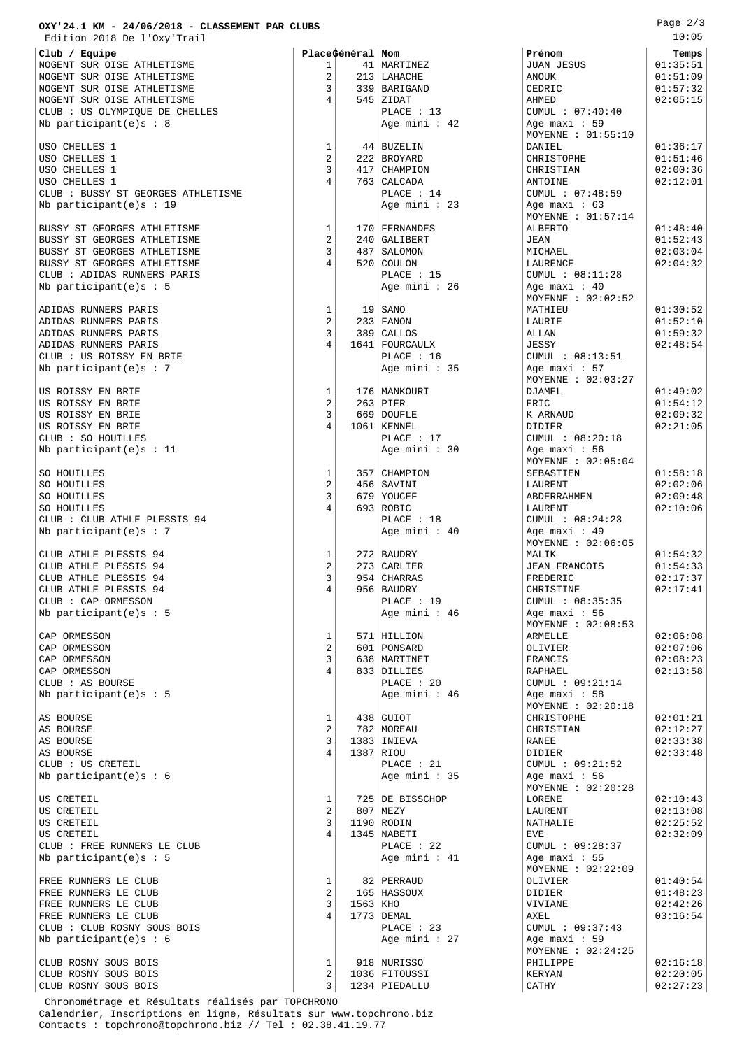**OXY'24.1 KM - 24/06/2018 - CLASSEMENT PAR CLUBS**

Edition 2018 De l'Oxy'Trail

| Club / Equipe | Place | Général | Nom | Prénom | Temps |
|---|---|---|---|---|---|
| NOGENT SUR OISE ATHLETISME | 1 | 41 | MARTINEZ | JUAN JESUS | 01:35:51 |
| NOGENT SUR OISE ATHLETISME | 2 | 213 | LAHACHE | ANOUK | 01:51:09 |
| NOGENT SUR OISE ATHLETISME | 3 | 339 | BARIGAND | CEDRIC | 01:57:32 |
| NOGENT SUR OISE ATHLETISME | 4 | 545 | ZIDAT | AHMED | 02:05:15 |
| CLUB : US OLYMPIQUE DE CHELLES | | | PLACE : 13 | CUMUL : 07:40:40 | |
| Nb participant(e)s : 8 | | | Age mini : 42 | Age maxi : 59<br>MOYENNE : 01:55:10 | |
| USO CHELLES 1 | 1 | 44 | BUZELIN | DANIEL | 01:36:17 |
| USO CHELLES 1 | 2 | 222 | BROYARD | CHRISTOPHE | 01:51:46 |
| USO CHELLES 1 | 3 | 417 | CHAMPION | CHRISTIAN | 02:00:36 |
| USO CHELLES 1 | 4 | 763 | CALCADA | ANTOINE | 02:12:01 |
| CLUB : BUSSY ST GEORGES ATHLETISME | | | PLACE : 14 | CUMUL : 07:48:59 | |
| Nb participant(e)s : 19 | | | Age mini : 23 | Age maxi : 63<br>MOYENNE : 01:57:14 | |
| BUSSY ST GEORGES ATHLETISME | 1 | 170 | FERNANDES | ALBERTO | 01:48:40 |
| BUSSY ST GEORGES ATHLETISME | 2 | 240 | GALIBERT | JEAN | 01:52:43 |
| BUSSY ST GEORGES ATHLETISME | 3 | 487 | SALOMON | MICHAEL | 02:03:04 |
| BUSSY ST GEORGES ATHLETISME | 4 | 520 | COULON | LAURENCE | 02:04:32 |
| CLUB : ADIDAS RUNNERS PARIS | | | PLACE : 15 | CUMUL : 08:11:28 | |
| Nb participant(e)s : 5 | | | Age mini : 26 | Age maxi : 40<br>MOYENNE : 02:02:52 | |
| ADIDAS RUNNERS PARIS | 1 | 19 | SANO | MATHIEU | 01:30:52 |
| ADIDAS RUNNERS PARIS | 2 | 233 | FANON | LAURIE | 01:52:10 |
| ADIDAS RUNNERS PARIS | 3 | 389 | CALLOS | ALLAN | 01:59:32 |
| ADIDAS RUNNERS PARIS | 4 | 1641 | FOURCAULX | JESSY | 02:48:54 |
| CLUB : US ROISSY EN BRIE | | | PLACE : 16 | CUMUL : 08:13:51 | |
| Nb participant(e)s : 7 | | | Age mini : 35 | Age maxi : 57<br>MOYENNE : 02:03:27 | |
| US ROISSY EN BRIE | 1 | 176 | MANKOURI | DJAMEL | 01:49:02 |
| US ROISSY EN BRIE | 2 | 263 | PIER | ERIC | 01:54:12 |
| US ROISSY EN BRIE | 3 | 669 | DOUFLE | K ARNAUD | 02:09:32 |
| US ROISSY EN BRIE | 4 | 1061 | KENNEL | DIDIER | 02:21:05 |
| CLUB : SO HOUILLES | | | PLACE : 17 | CUMUL : 08:20:18 | |
| Nb participant(e)s : 11 | | | Age mini : 30 | Age maxi : 56<br>MOYENNE : 02:05:04 | |
| SO HOUILLES | 1 | 357 | CHAMPION | SEBASTIEN | 01:58:18 |
| SO HOUILLES | 2 | 456 | SAVINI | LAURENT | 02:02:06 |
| SO HOUILLES | 3 | 679 | YOUCEF | ABDERRAHMEN | 02:09:48 |
| SO HOUILLES | 4 | 693 | ROBIC | LAURENT | 02:10:06 |
| CLUB : CLUB ATHLE PLESSIS 94 | | | PLACE : 18 | CUMUL : 08:24:23 | |
| Nb participant(e)s : 7 | | | Age mini : 40 | Age maxi : 49<br>MOYENNE : 02:06:05 | |
| CLUB ATHLE PLESSIS 94 | 1 | 272 | BAUDRY | MALIK | 01:54:32 |
| CLUB ATHLE PLESSIS 94 | 2 | 273 | CARLIER | JEAN FRANCOIS | 01:54:33 |
| CLUB ATHLE PLESSIS 94 | 3 | 954 | CHARRAS | FREDERIC | 02:17:37 |
| CLUB ATHLE PLESSIS 94 | 4 | 956 | BAUDRY | CHRISTINE | 02:17:41 |
| CLUB : CAP ORMESSON | | | PLACE : 19 | CUMUL : 08:35:35 | |
| Nb participant(e)s : 5 | | | Age mini : 46 | Age maxi : 56<br>MOYENNE : 02:08:53 | |
| CAP ORMESSON | 1 | 571 | HILLION | ARMELLE | 02:06:08 |
| CAP ORMESSON | 2 | 601 | PONSARD | OLIVIER | 02:07:06 |
| CAP ORMESSON | 3 | 638 | MARTINET | FRANCIS | 02:08:23 |
| CAP ORMESSON | 4 | 833 | DILLIES | RAPHAEL | 02:13:58 |
| CLUB : AS BOURSE | | | PLACE : 20 | CUMUL : 09:21:14 | |
| Nb participant(e)s : 5 | | | Age mini : 46 | Age maxi : 58<br>MOYENNE : 02:20:18 | |
| AS BOURSE | 1 | 438 | GUIOT | CHRISTOPHE | 02:01:21 |
| AS BOURSE | 2 | 782 | MOREAU | CHRISTIAN | 02:12:27 |
| AS BOURSE | 3 | 1383 | INIEVA | RANEE | 02:33:38 |
| AS BOURSE | 4 | 1387 | RIOU | DIDIER | 02:33:48 |
| CLUB : US CRETEIL | | | PLACE : 21 | CUMUL : 09:21:52 | |
| Nb participant(e)s : 6 | | | Age mini : 35 | Age maxi : 56<br>MOYENNE : 02:20:28 | |
| US CRETEIL | 1 | 725 | DE BISSCHOP | LORENE | 02:10:43 |
| US CRETEIL | 2 | 807 | MEZY | LAURENT | 02:13:08 |
| US CRETEIL | 3 | 1190 | RODIN | NATHALIE | 02:25:52 |
| US CRETEIL | 4 | 1345 | NABETI | EVE | 02:32:09 |
| CLUB : FREE RUNNERS LE CLUB | | | PLACE : 22 | CUMUL : 09:28:37 | |
| Nb participant(e)s : 5 | | | Age mini : 41 | Age maxi : 55<br>MOYENNE : 02:22:09 | |
| FREE RUNNERS LE CLUB | 1 | 82 | PERRAUD | OLIVIER | 01:40:54 |
| FREE RUNNERS LE CLUB | 2 | 165 | HASSOUX | DIDIER | 01:48:23 |
| FREE RUNNERS LE CLUB | 3 | 1563 | KHO | VIVIANE | 02:42:26 |
| FREE RUNNERS LE CLUB | 4 | 1773 | DEMAL | AXEL | 03:16:54 |
| CLUB : CLUB ROSNY SOUS BOIS | | | PLACE : 23 | CUMUL : 09:37:43 | |
| Nb participant(e)s : 6 | | | Age mini : 27 | Age maxi : 59<br>MOYENNE : 02:24:25 | |
| CLUB ROSNY SOUS BOIS | 1 | 918 | NURISSO | PHILIPPE | 02:16:18 |
| CLUB ROSNY SOUS BOIS | 2 | 1036 | FITOUSSI | KERYAN | 02:20:05 |
| CLUB ROSNY SOUS BOIS | 3 | 1234 | PIEDALLU | CATHY | 02:27:23 |

Chronométrage et Résultats réalisés par TOPCHRONO
Calendrier, Inscriptions en ligne, Résultats sur www.topchrono.biz
Contacts : topchrono@topchrono.biz // Tel : 02.38.41.19.77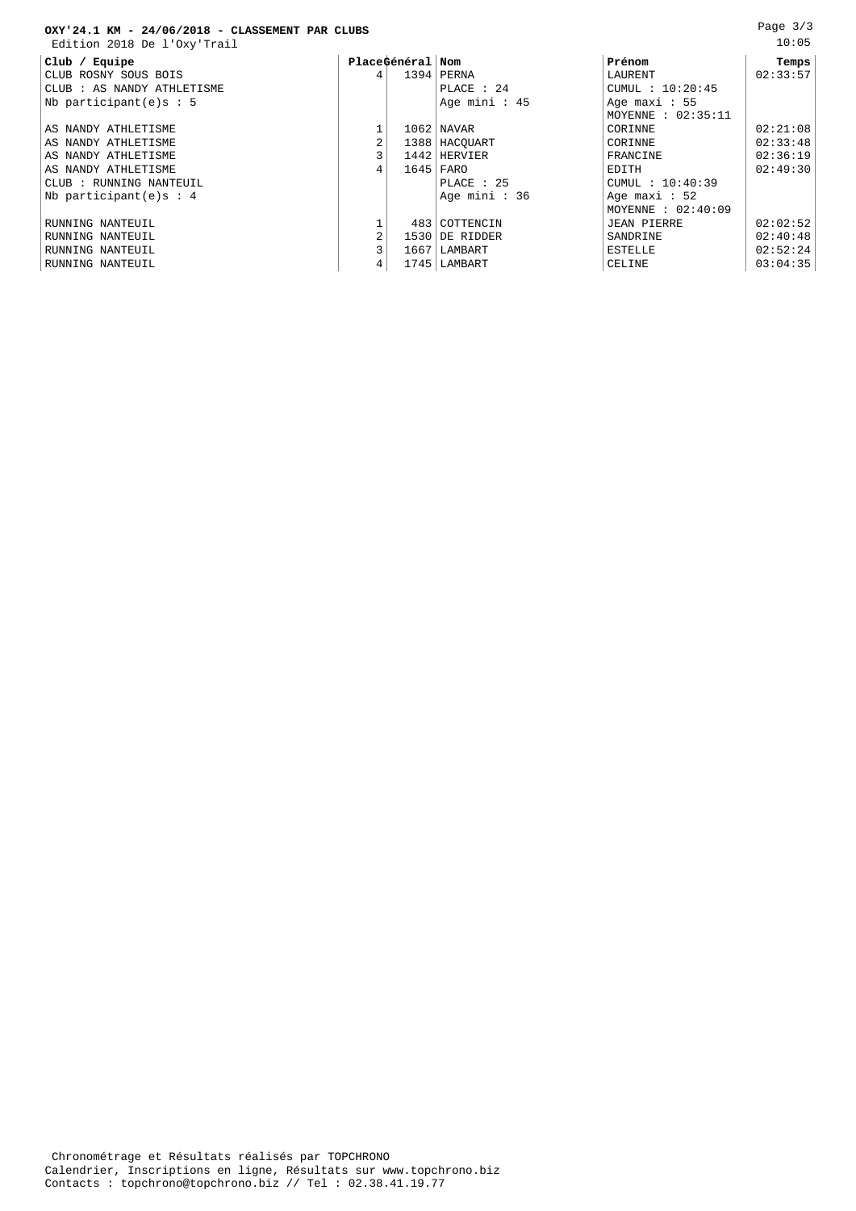**OXY'24.1 KM - 24/06/2018 - CLASSEMENT PAR CLUBS**

Edition 2018 De l'Oxy'Trail

10:05

| Club / Equipe | Place | Général | Nom | Prénom | Temps |
|---|---|---|---|---|---|
| CLUB ROSNY SOUS BOIS | 4 | 1394 | PERNA | LAURENT | 02:33:57 |
| CLUB : AS NANDY ATHLETISME | | | PLACE : 24 | CUMUL : 10:20:45 | |
| Nb participant(e)s : 5 | | | Age mini : 45 | Age maxi : 55 | |
| | | | | MOYENNE : 02:35:11 | |
| AS NANDY ATHLETISME | 1 | 1062 | NAVAR | CORINNE | 02:21:08 |
| AS NANDY ATHLETISME | 2 | 1388 | HACQUART | CORINNE | 02:33:48 |
| AS NANDY ATHLETISME | 3 | 1442 | HERVIER | FRANCINE | 02:36:19 |
| AS NANDY ATHLETISME | 4 | 1645 | FARO | EDITH | 02:49:30 |
| CLUB : RUNNING NANTEUIL | | | PLACE : 25 | CUMUL : 10:40:39 | |
| Nb participant(e)s : 4 | | | Age mini : 36 | Age maxi : 52 | |
| | | | | MOYENNE : 02:40:09 | |
| RUNNING NANTEUIL | 1 | 483 | COTTENCIN | JEAN PIERRE | 02:02:52 |
| RUNNING NANTEUIL | 2 | 1530 | DE RIDDER | SANDRINE | 02:40:48 |
| RUNNING NANTEUIL | 3 | 1667 | LAMBART | ESTELLE | 02:52:24 |
| RUNNING NANTEUIL | 4 | 1745 | LAMBART | CELINE | 03:04:35 |

Chronométrage et Résultats réalisés par TOPCHRONO
Calendrier, Inscriptions en ligne, Résultats sur www.topchrono.biz
Contacts : topchrono@topchrono.biz // Tel : 02.38.41.19.77